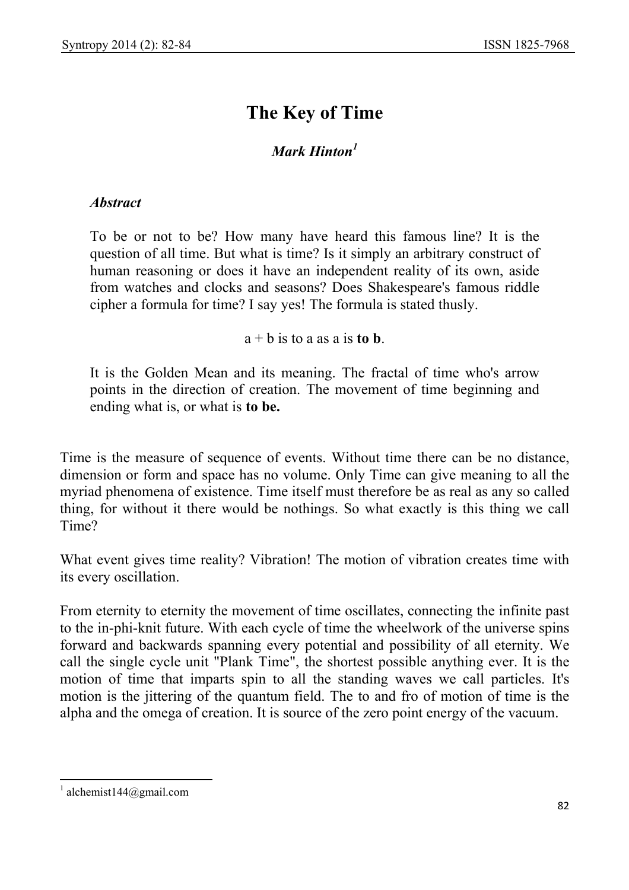# The Key of Time

***Mark Hinton***[1]

***Abstract***

To be or not to be? How many have heard this famous line? It is the question of all time. But what is time? Is it simply an arbitrary construct of human reasoning or does it have an independent reality of its own, aside from watches and clocks and seasons? Does Shakespeare's famous riddle cipher a formula for time? I say yes! The formula is stated thusly.

a + b is to a as a is **to b**.

It is the Golden Mean and its meaning. The fractal of time who's arrow points in the direction of creation. The movement of time beginning and ending what is, or what is **to be.**

Time is the measure of sequence of events. Without time there can be no distance, dimension or form and space has no volume. Only Time can give meaning to all the myriad phenomena of existence. Time itself must therefore be as real as any so called thing, for without it there would be nothings. So what exactly is this thing we call Time?

What event gives time reality? Vibration! The motion of vibration creates time with its every oscillation.

From eternity to eternity the movement of time oscillates, connecting the infinite past to the in-phi-knit future. With each cycle of time the wheelwork of the universe spins forward and backwards spanning every potential and possibility of all eternity. We call the single cycle unit "Plank Time", the shortest possible anything ever. It is the motion of time that imparts spin to all the standing waves we call particles. It's motion is the jittering of the quantum field. The to and fro of motion of time is the alpha and the omega of creation. It is source of the zero point energy of the vacuum.

---

[1] alchemist144@gmail.com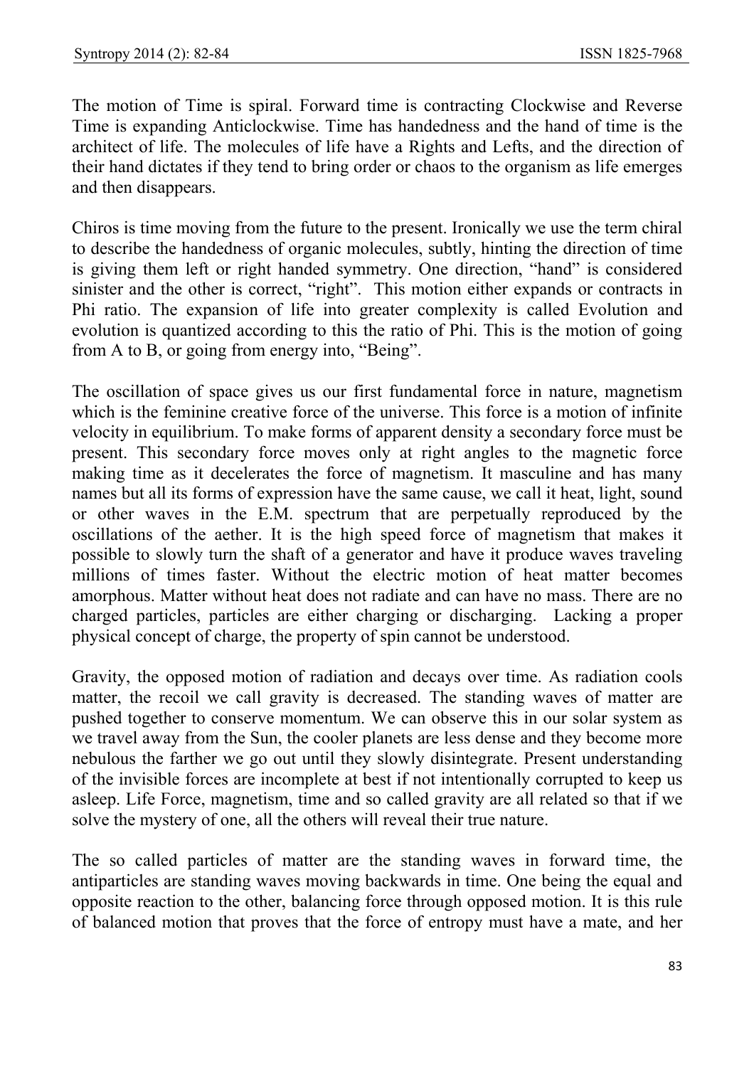The motion of Time is spiral. Forward time is contracting Clockwise and Reverse Time is expanding Anticlockwise. Time has handedness and the hand of time is the architect of life. The molecules of life have a Rights and Lefts, and the direction of their hand dictates if they tend to bring order or chaos to the organism as life emerges and then disappears.

Chiros is time moving from the future to the present. Ironically we use the term chiral to describe the handedness of organic molecules, subtly, hinting the direction of time is giving them left or right handed symmetry. One direction, "hand" is considered sinister and the other is correct, "right". This motion either expands or contracts in Phi ratio. The expansion of life into greater complexity is called Evolution and evolution is quantized according to this the ratio of Phi. This is the motion of going from A to B, or going from energy into, "Being".

The oscillation of space gives us our first fundamental force in nature, magnetism which is the feminine creative force of the universe. This force is a motion of infinite velocity in equilibrium. To make forms of apparent density a secondary force must be present. This secondary force moves only at right angles to the magnetic force making time as it decelerates the force of magnetism. It masculine and has many names but all its forms of expression have the same cause, we call it heat, light, sound or other waves in the E.M. spectrum that are perpetually reproduced by the oscillations of the aether. It is the high speed force of magnetism that makes it possible to slowly turn the shaft of a generator and have it produce waves traveling millions of times faster. Without the electric motion of heat matter becomes amorphous. Matter without heat does not radiate and can have no mass. There are no charged particles, particles are either charging or discharging. Lacking a proper physical concept of charge, the property of spin cannot be understood.

Gravity, the opposed motion of radiation and decays over time. As radiation cools matter, the recoil we call gravity is decreased. The standing waves of matter are pushed together to conserve momentum. We can observe this in our solar system as we travel away from the Sun, the cooler planets are less dense and they become more nebulous the farther we go out until they slowly disintegrate. Present understanding of the invisible forces are incomplete at best if not intentionally corrupted to keep us asleep. Life Force, magnetism, time and so called gravity are all related so that if we solve the mystery of one, all the others will reveal their true nature.

The so called particles of matter are the standing waves in forward time, the antiparticles are standing waves moving backwards in time. One being the equal and opposite reaction to the other, balancing force through opposed motion. It is this rule of balanced motion that proves that the force of entropy must have a mate, and her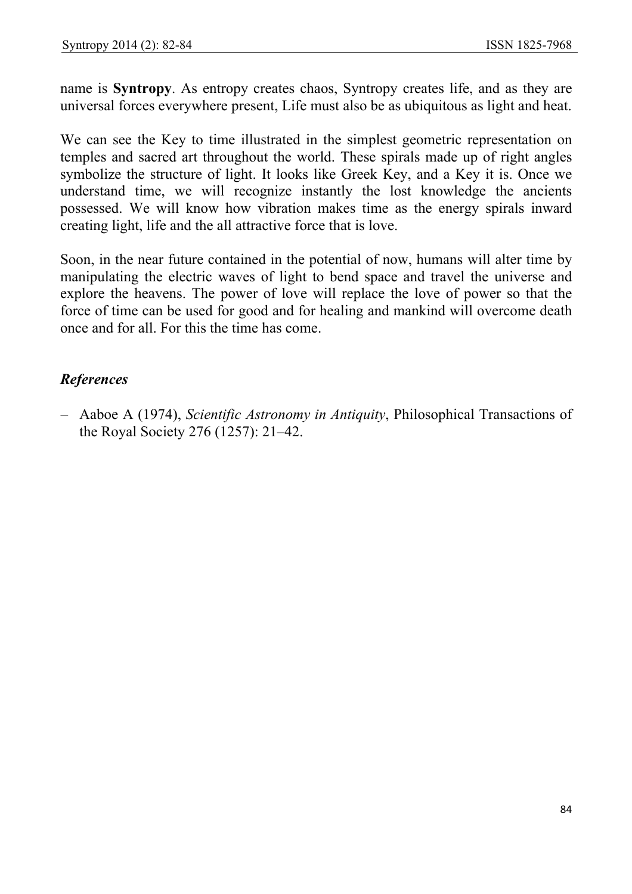name is **Syntropy**. As entropy creates chaos, Syntropy creates life, and as they are universal forces everywhere present, Life must also be as ubiquitous as light and heat.

We can see the Key to time illustrated in the simplest geometric representation on temples and sacred art throughout the world. These spirals made up of right angles symbolize the structure of light. It looks like Greek Key, and a Key it is. Once we understand time, we will recognize instantly the lost knowledge the ancients possessed. We will know how vibration makes time as the energy spirals inward creating light, life and the all attractive force that is love.

Soon, in the near future contained in the potential of now, humans will alter time by manipulating the electric waves of light to bend space and travel the universe and explore the heavens. The power of love will replace the love of power so that the force of time can be used for good and for healing and mankind will overcome death once and for all. For this the time has come.

### *References*

- Aaboe A (1974), *Scientific Astronomy in Antiquity*, Philosophical Transactions of the Royal Society 276 (1257): 21–42.